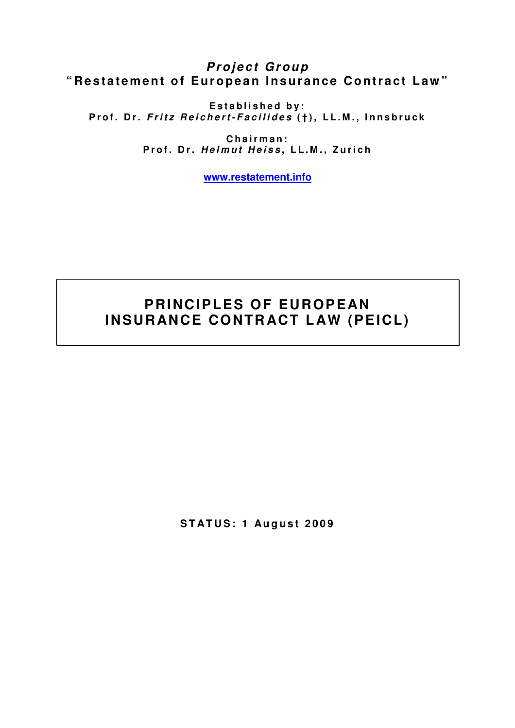***Project Group***
**"Restatement of European Insurance Contract Law"**

**Established by:**
**Prof. Dr. *Fritz Reichert-Facilides* (†), LL.M., Innsbruck**

**Chairman:**
**Prof. Dr. *Helmut Heiss*, LL.M., Zurich**

**www.restatement.info**

# PRINCIPLES OF EUROPEAN INSURANCE CONTRACT LAW (PEICL)

**STATUS: 1 August 2009**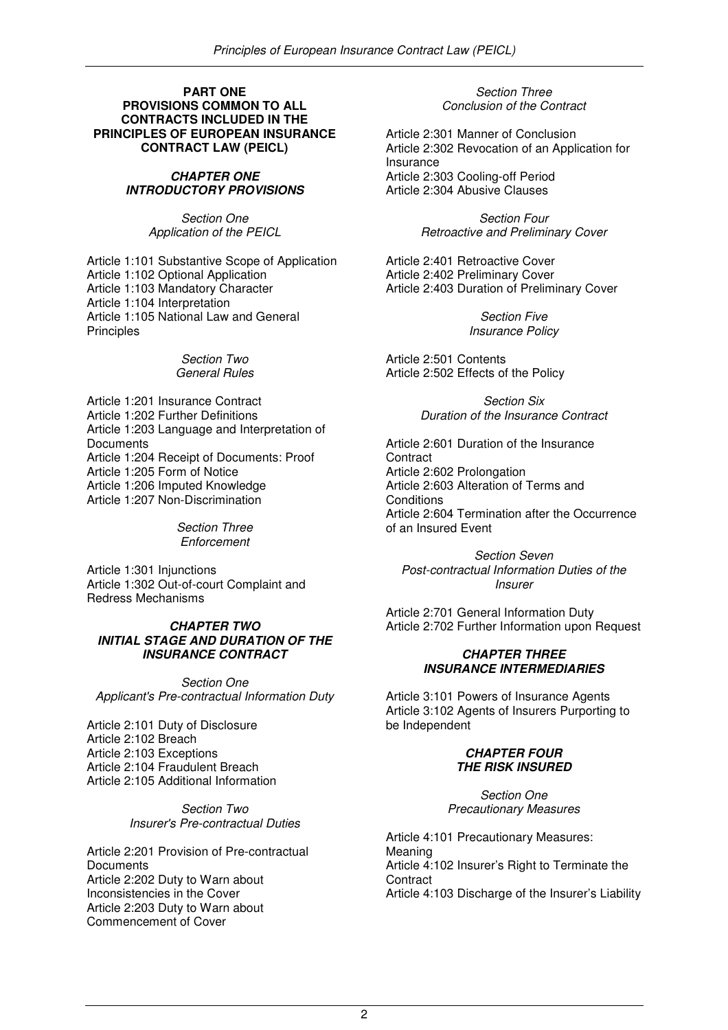**PART ONE**
**PROVISIONS COMMON TO ALL CONTRACTS INCLUDED IN THE PRINCIPLES OF EUROPEAN INSURANCE CONTRACT LAW (PEICL)**

***CHAPTER ONE***
***INTRODUCTORY PROVISIONS***

*Section One*
*Application of the PEICL*

Article 1:101 Substantive Scope of Application
Article 1:102 Optional Application
Article 1:103 Mandatory Character
Article 1:104 Interpretation
Article 1:105 National Law and General Principles

*Section Two*
*General Rules*

Article 1:201 Insurance Contract
Article 1:202 Further Definitions
Article 1:203 Language and Interpretation of Documents
Article 1:204 Receipt of Documents: Proof
Article 1:205 Form of Notice
Article 1:206 Imputed Knowledge
Article 1:207 Non-Discrimination

*Section Three*
*Enforcement*

Article 1:301 Injunctions
Article 1:302 Out-of-court Complaint and Redress Mechanisms

***CHAPTER TWO***
***INITIAL STAGE AND DURATION OF THE INSURANCE CONTRACT***

*Section One*
*Applicant's Pre-contractual Information Duty*

Article 2:101 Duty of Disclosure
Article 2:102 Breach
Article 2:103 Exceptions
Article 2:104 Fraudulent Breach
Article 2:105 Additional Information

*Section Two*
*Insurer's Pre-contractual Duties*

Article 2:201 Provision of Pre-contractual Documents
Article 2:202 Duty to Warn about Inconsistencies in the Cover
Article 2:203 Duty to Warn about Commencement of Cover

*Section Three*
*Conclusion of the Contract*

Article 2:301 Manner of Conclusion
Article 2:302 Revocation of an Application for Insurance
Article 2:303 Cooling-off Period
Article 2:304 Abusive Clauses

*Section Four*
*Retroactive and Preliminary Cover*

Article 2:401 Retroactive Cover
Article 2:402 Preliminary Cover
Article 2:403 Duration of Preliminary Cover

*Section Five*
*Insurance Policy*

Article 2:501 Contents
Article 2:502 Effects of the Policy

*Section Six*
*Duration of the Insurance Contract*

Article 2:601 Duration of the Insurance Contract
Article 2:602 Prolongation
Article 2:603 Alteration of Terms and Conditions
Article 2:604 Termination after the Occurrence of an Insured Event

*Section Seven*
*Post-contractual Information Duties of the Insurer*

Article 2:701 General Information Duty
Article 2:702 Further Information upon Request

***CHAPTER THREE***
***INSURANCE INTERMEDIARIES***

Article 3:101 Powers of Insurance Agents
Article 3:102 Agents of Insurers Purporting to be Independent

***CHAPTER FOUR***
***THE RISK INSURED***

*Section One*
*Precautionary Measures*

Article 4:101 Precautionary Measures: Meaning
Article 4:102 Insurer's Right to Terminate the Contract
Article 4:103 Discharge of the Insurer's Liability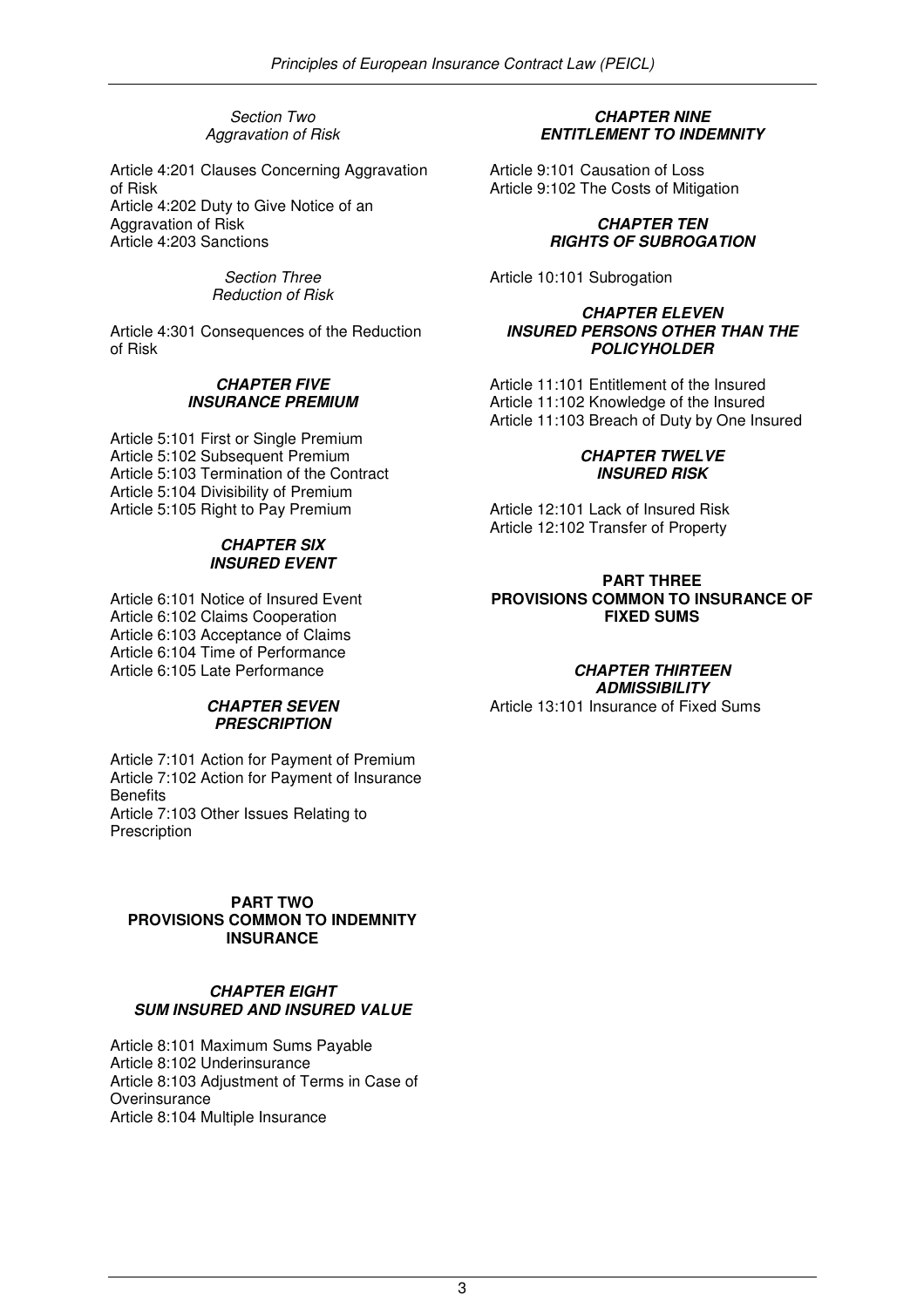*Section Two*
*Aggravation of Risk*

Article 4:201 Clauses Concerning Aggravation of Risk
Article 4:202 Duty to Give Notice of an Aggravation of Risk
Article 4:203 Sanctions

*Section Three*
*Reduction of Risk*

Article 4:301 Consequences of the Reduction of Risk

### *CHAPTER FIVE*
### *INSURANCE PREMIUM*

Article 5:101 First or Single Premium
Article 5:102 Subsequent Premium
Article 5:103 Termination of the Contract
Article 5:104 Divisibility of Premium
Article 5:105 Right to Pay Premium

### *CHAPTER SIX*
### *INSURED EVENT*

Article 6:101 Notice of Insured Event
Article 6:102 Claims Cooperation
Article 6:103 Acceptance of Claims
Article 6:104 Time of Performance
Article 6:105 Late Performance

### *CHAPTER SEVEN*
### *PRESCRIPTION*

Article 7:101 Action for Payment of Premium
Article 7:102 Action for Payment of Insurance Benefits
Article 7:103 Other Issues Relating to Prescription

## PART TWO
## PROVISIONS COMMON TO INDEMNITY INSURANCE

### *CHAPTER EIGHT*
### *SUM INSURED AND INSURED VALUE*

Article 8:101 Maximum Sums Payable
Article 8:102 Underinsurance
Article 8:103 Adjustment of Terms in Case of Overinsurance
Article 8:104 Multiple Insurance

### *CHAPTER NINE*
### *ENTITLEMENT TO INDEMNITY*

Article 9:101 Causation of Loss
Article 9:102 The Costs of Mitigation

### *CHAPTER TEN*
### *RIGHTS OF SUBROGATION*

Article 10:101 Subrogation

### *CHAPTER ELEVEN*
### *INSURED PERSONS OTHER THAN THE POLICYHOLDER*

Article 11:101 Entitlement of the Insured
Article 11:102 Knowledge of the Insured
Article 11:103 Breach of Duty by One Insured

### *CHAPTER TWELVE*
### *INSURED RISK*

Article 12:101 Lack of Insured Risk
Article 12:102 Transfer of Property

## PART THREE
## PROVISIONS COMMON TO INSURANCE OF FIXED SUMS

### *CHAPTER THIRTEEN*
### *ADMISSIBILITY*

Article 13:101 Insurance of Fixed Sums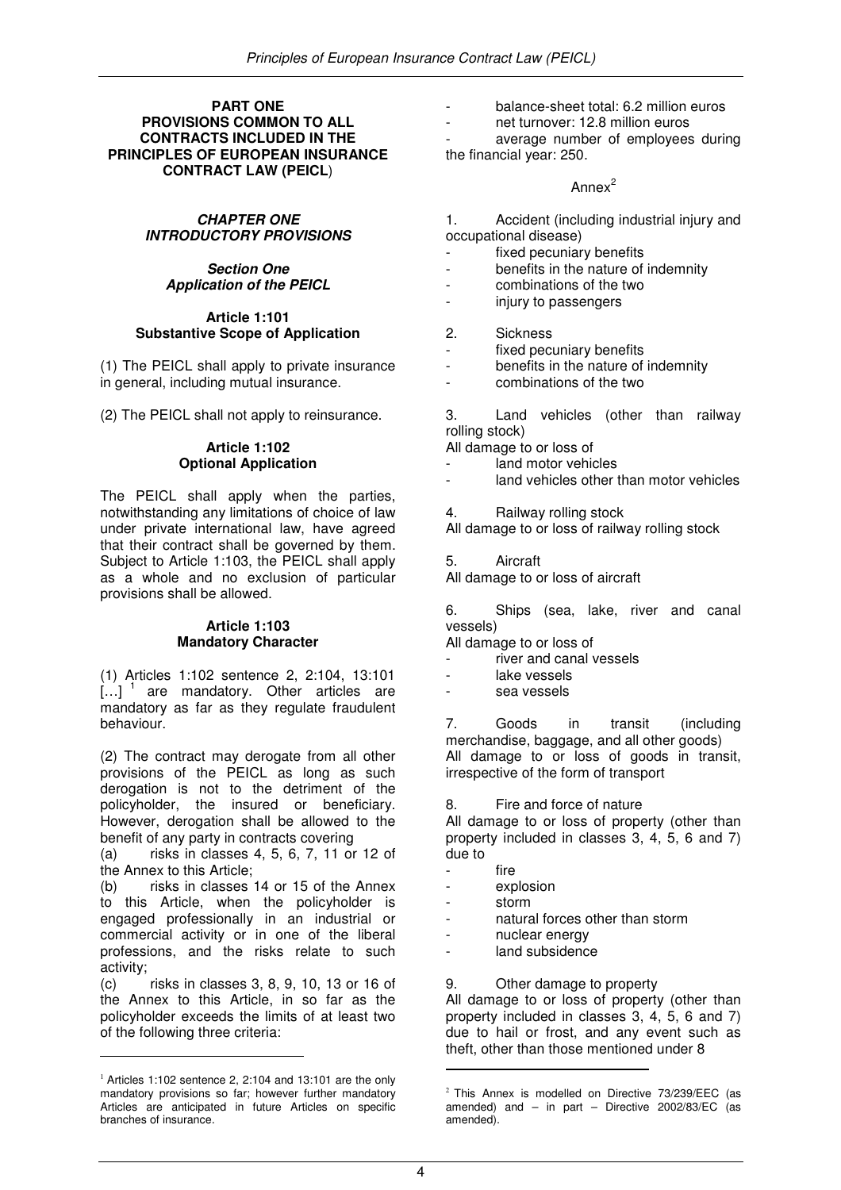**PART ONE**
**PROVISIONS COMMON TO ALL CONTRACTS INCLUDED IN THE PRINCIPLES OF EUROPEAN INSURANCE CONTRACT LAW (PEICL)**

## *CHAPTER ONE*
## *INTRODUCTORY PROVISIONS*

### *Section One*
### *Application of the PEICL*

#### Article 1:101
#### Substantive Scope of Application

(1) The PEICL shall apply to private insurance in general, including mutual insurance.

(2) The PEICL shall not apply to reinsurance.

#### Article 1:102
#### Optional Application

The PEICL shall apply when the parties, notwithstanding any limitations of choice of law under private international law, have agreed that their contract shall be governed by them. Subject to Article 1:103, the PEICL shall apply as a whole and no exclusion of particular provisions shall be allowed.

#### Article 1:103
#### Mandatory Character

(1) Articles 1:102 sentence 2, 2:104, 13:101 […] [1] are mandatory. Other articles are mandatory as far as they regulate fraudulent behaviour.

(2) The contract may derogate from all other provisions of the PEICL as long as such derogation is not to the detriment of the policyholder, the insured or beneficiary. However, derogation shall be allowed to the benefit of any party in contracts covering

(a) risks in classes 4, 5, 6, 7, 11 or 12 of the Annex to this Article;

(b) risks in classes 14 or 15 of the Annex to this Article, when the policyholder is engaged professionally in an industrial or commercial activity or in one of the liberal professions, and the risks relate to such activity;

(c) risks in classes 3, 8, 9, 10, 13 or 16 of the Annex to this Article, in so far as the policyholder exceeds the limits of at least two of the following three criteria:

- balance-sheet total: 6.2 million euros
- net turnover: 12.8 million euros
- average number of employees during the financial year: 250.

Annex[2]

1. Accident (including industrial injury and occupational disease)
   - fixed pecuniary benefits
   - benefits in the nature of indemnity
   - combinations of the two
   - injury to passengers

2. Sickness
   - fixed pecuniary benefits
   - benefits in the nature of indemnity
   - combinations of the two

3. Land vehicles (other than railway rolling stock)
   All damage to or loss of
   - land motor vehicles
   - land vehicles other than motor vehicles

4. Railway rolling stock
   All damage to or loss of railway rolling stock

5. Aircraft
   All damage to or loss of aircraft

6. Ships (sea, lake, river and canal vessels)
   All damage to or loss of
   - river and canal vessels
   - lake vessels
   - sea vessels

7. Goods in transit (including merchandise, baggage, and all other goods)
   All damage to or loss of goods in transit, irrespective of the form of transport

8. Fire and force of nature
   All damage to or loss of property (other than property included in classes 3, 4, 5, 6 and 7) due to
   - fire
   - explosion
   - storm
   - natural forces other than storm
   - nuclear energy
   - land subsidence

9. Other damage to property
   All damage to or loss of property (other than property included in classes 3, 4, 5, 6 and 7) due to hail or frost, and any event such as theft, other than those mentioned under 8

---

[1] Articles 1:102 sentence 2, 2:104 and 13:101 are the only mandatory provisions so far; however further mandatory Articles are anticipated in future Articles on specific branches of insurance.

[2] This Annex is modelled on Directive 73/239/EEC (as amended) and – in part – Directive 2002/83/EC (as amended).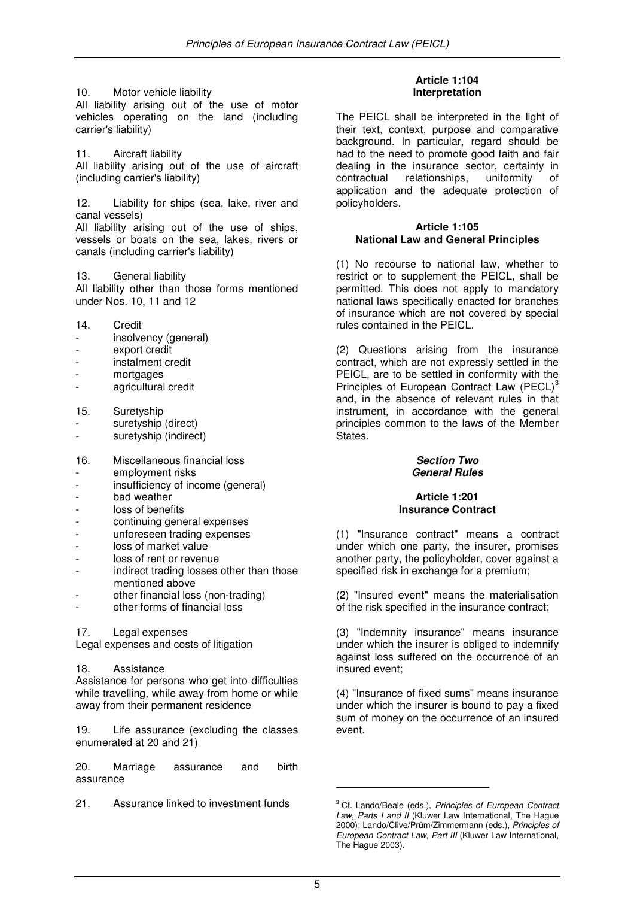10. Motor vehicle liability

All liability arising out of the use of motor vehicles operating on the land (including carrier's liability)

11. Aircraft liability

All liability arising out of the use of aircraft (including carrier's liability)

12. Liability for ships (sea, lake, river and canal vessels)

All liability arising out of the use of ships, vessels or boats on the sea, lakes, rivers or canals (including carrier's liability)

13. General liability

All liability other than those forms mentioned under Nos. 10, 11 and 12

14. Credit
- insolvency (general)
- export credit
- instalment credit
- mortgages
- agricultural credit

15. Suretyship
- suretyship (direct)
- suretyship (indirect)

16. Miscellaneous financial loss
- employment risks
- insufficiency of income (general)
- bad weather
- loss of benefits
- continuing general expenses
- unforeseen trading expenses
- loss of market value
- loss of rent or revenue
- indirect trading losses other than those mentioned above
- other financial loss (non-trading)
- other forms of financial loss

17. Legal expenses

Legal expenses and costs of litigation

18. Assistance

Assistance for persons who get into difficulties while travelling, while away from home or while away from their permanent residence

19. Life assurance (excluding the classes enumerated at 20 and 21)

20. Marriage assurance and birth assurance

21. Assurance linked to investment funds

**Article 1:104**
**Interpretation**

The PEICL shall be interpreted in the light of their text, context, purpose and comparative background. In particular, regard should be had to the need to promote good faith and fair dealing in the insurance sector, certainty in contractual relationships, uniformity of application and the adequate protection of policyholders.

**Article 1:105**
**National Law and General Principles**

(1) No recourse to national law, whether to restrict or to supplement the PEICL, shall be permitted. This does not apply to mandatory national laws specifically enacted for branches of insurance which are not covered by special rules contained in the PEICL.

(2) Questions arising from the insurance contract, which are not expressly settled in the PEICL, are to be settled in conformity with the Principles of European Contract Law (PECL)[3] and, in the absence of relevant rules in that instrument, in accordance with the general principles common to the laws of the Member States.

***Section Two***
***General Rules***

**Article 1:201**
**Insurance Contract**

(1) "Insurance contract" means a contract under which one party, the insurer, promises another party, the policyholder, cover against a specified risk in exchange for a premium;

(2) "Insured event" means the materialisation of the risk specified in the insurance contract;

(3) "Indemnity insurance" means insurance under which the insurer is obliged to indemnify against loss suffered on the occurrence of an insured event;

(4) "Insurance of fixed sums" means insurance under which the insurer is bound to pay a fixed sum of money on the occurrence of an insured event.

---

[3] Cf. Lando/Beale (eds.), *Principles of European Contract Law*, *Parts I and II* (Kluwer Law International, The Hague 2000); Lando/Clive/Prüm/Zimmermann (eds.), *Principles of European Contract Law*, *Part III* (Kluwer Law International, The Hague 2003).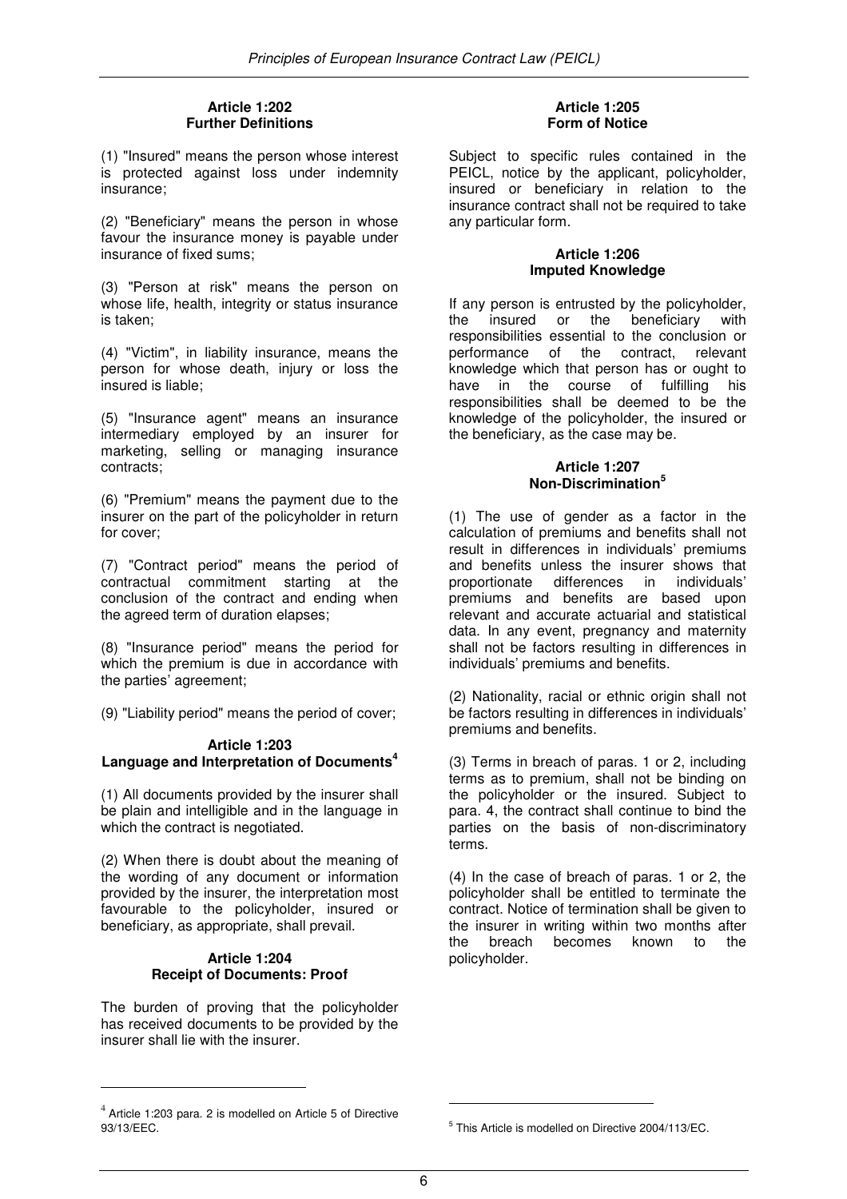**Article 1:202**
**Further Definitions**

(1) "Insured" means the person whose interest is protected against loss under indemnity insurance;

(2) "Beneficiary" means the person in whose favour the insurance money is payable under insurance of fixed sums;

(3) "Person at risk" means the person on whose life, health, integrity or status insurance is taken;

(4) "Victim", in liability insurance, means the person for whose death, injury or loss the insured is liable;

(5) "Insurance agent" means an insurance intermediary employed by an insurer for marketing, selling or managing insurance contracts;

(6) "Premium" means the payment due to the insurer on the part of the policyholder in return for cover;

(7) "Contract period" means the period of contractual commitment starting at the conclusion of the contract and ending when the agreed term of duration elapses;

(8) "Insurance period" means the period for which the premium is due in accordance with the parties' agreement;

(9) "Liability period" means the period of cover;

**Article 1:203**
**Language and Interpretation of Documents[4]**

(1) All documents provided by the insurer shall be plain and intelligible and in the language in which the contract is negotiated.

(2) When there is doubt about the meaning of the wording of any document or information provided by the insurer, the interpretation most favourable to the policyholder, insured or beneficiary, as appropriate, shall prevail.

**Article 1:204**
**Receipt of Documents: Proof**

The burden of proving that the policyholder has received documents to be provided by the insurer shall lie with the insurer.

**Article 1:205**
**Form of Notice**

Subject to specific rules contained in the PEICL, notice by the applicant, policyholder, insured or beneficiary in relation to the insurance contract shall not be required to take any particular form.

**Article 1:206**
**Imputed Knowledge**

If any person is entrusted by the policyholder, the insured or the beneficiary with responsibilities essential to the conclusion or performance of the contract, relevant knowledge which that person has or ought to have in the course of fulfilling his responsibilities shall be deemed to be the knowledge of the policyholder, the insured or the beneficiary, as the case may be.

**Article 1:207**
**Non-Discrimination[5]**

(1) The use of gender as a factor in the calculation of premiums and benefits shall not result in differences in individuals' premiums and benefits unless the insurer shows that proportionate differences in individuals' premiums and benefits are based upon relevant and accurate actuarial and statistical data. In any event, pregnancy and maternity shall not be factors resulting in differences in individuals' premiums and benefits.

(2) Nationality, racial or ethnic origin shall not be factors resulting in differences in individuals' premiums and benefits.

(3) Terms in breach of paras. 1 or 2, including terms as to premium, shall not be binding on the policyholder or the insured. Subject to para. 4, the contract shall continue to bind the parties on the basis of non-discriminatory terms.

(4) In the case of breach of paras. 1 or 2, the policyholder shall be entitled to terminate the contract. Notice of termination shall be given to the insurer in writing within two months after the breach becomes known to the policyholder.

---

[4] Article 1:203 para. 2 is modelled on Article 5 of Directive 93/13/EEC.

[5] This Article is modelled on Directive 2004/113/EC.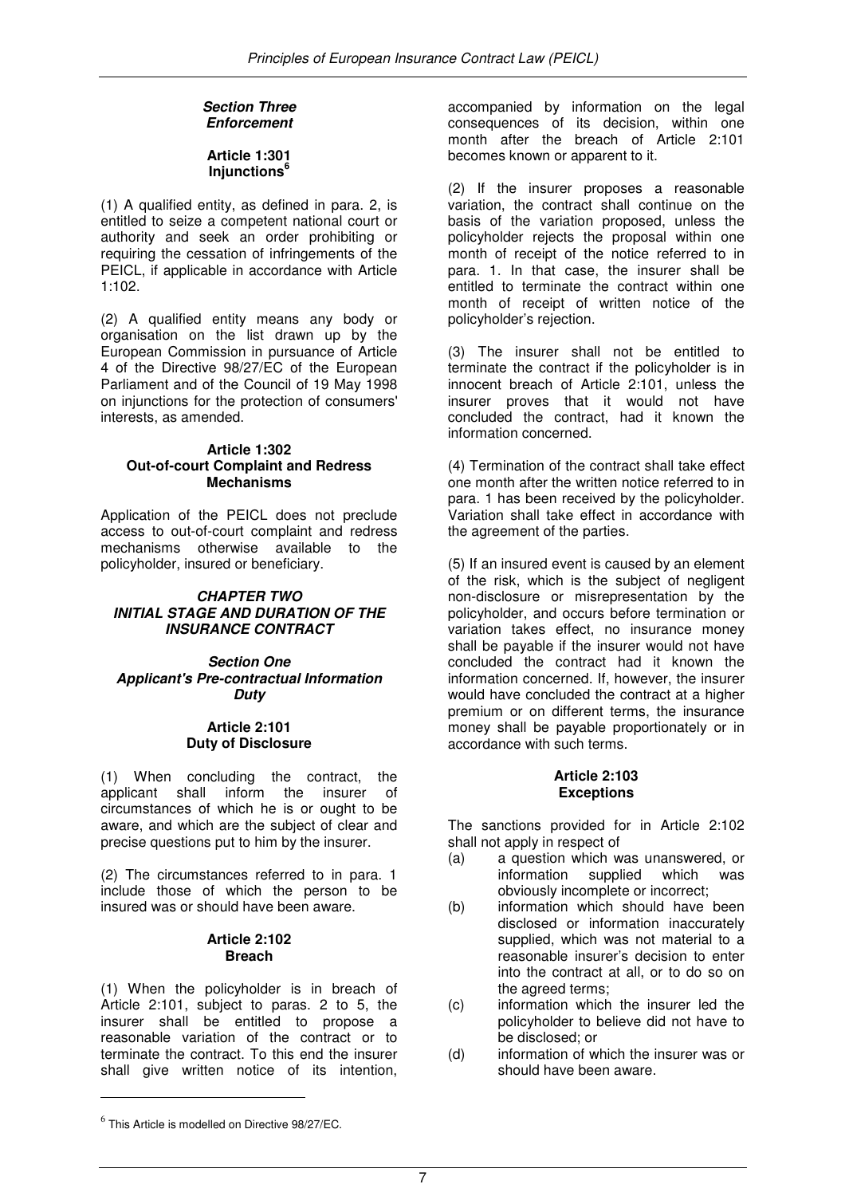#### *Section Three*
#### *Enforcement*

#### Article 1:301
#### Injunctions[6]

(1) A qualified entity, as defined in para. 2, is entitled to seize a competent national court or authority and seek an order prohibiting or requiring the cessation of infringements of the PEICL, if applicable in accordance with Article 1:102.

(2) A qualified entity means any body or organisation on the list drawn up by the European Commission in pursuance of Article 4 of the Directive 98/27/EC of the European Parliament and of the Council of 19 May 1998 on injunctions for the protection of consumers' interests, as amended.

#### Article 1:302
#### Out-of-court Complaint and Redress Mechanisms

Application of the PEICL does not preclude access to out-of-court complaint and redress mechanisms otherwise available to the policyholder, insured or beneficiary.

## *CHAPTER TWO*
## *INITIAL STAGE AND DURATION OF THE INSURANCE CONTRACT*

### *Section One*
### *Applicant's Pre-contractual Information Duty*

#### Article 2:101
#### Duty of Disclosure

(1) When concluding the contract, the applicant shall inform the insurer of circumstances of which he is or ought to be aware, and which are the subject of clear and precise questions put to him by the insurer.

(2) The circumstances referred to in para. 1 include those of which the person to be insured was or should have been aware.

#### Article 2:102
#### Breach

(1) When the policyholder is in breach of Article 2:101, subject to paras. 2 to 5, the insurer shall be entitled to propose a reasonable variation of the contract or to terminate the contract. To this end the insurer shall give written notice of its intention, accompanied by information on the legal consequences of its decision, within one month after the breach of Article 2:101 becomes known or apparent to it.

(2) If the insurer proposes a reasonable variation, the contract shall continue on the basis of the variation proposed, unless the policyholder rejects the proposal within one month of receipt of the notice referred to in para. 1. In that case, the insurer shall be entitled to terminate the contract within one month of receipt of written notice of the policyholder's rejection.

(3) The insurer shall not be entitled to terminate the contract if the policyholder is in innocent breach of Article 2:101, unless the insurer proves that it would not have concluded the contract, had it known the information concerned.

(4) Termination of the contract shall take effect one month after the written notice referred to in para. 1 has been received by the policyholder. Variation shall take effect in accordance with the agreement of the parties.

(5) If an insured event is caused by an element of the risk, which is the subject of negligent non-disclosure or misrepresentation by the policyholder, and occurs before termination or variation takes effect, no insurance money shall be payable if the insurer would not have concluded the contract had it known the information concerned. If, however, the insurer would have concluded the contract at a higher premium or on different terms, the insurance money shall be payable proportionately or in accordance with such terms.

#### Article 2:103
#### Exceptions

The sanctions provided for in Article 2:102 shall not apply in respect of

(a) a question which was unanswered, or information supplied which was obviously incomplete or incorrect;

(b) information which should have been disclosed or information inaccurately supplied, which was not material to a reasonable insurer's decision to enter into the contract at all, or to do so on the agreed terms;

(c) information which the insurer led the policyholder to believe did not have to be disclosed; or

(d) information of which the insurer was or should have been aware.

---

[6] This Article is modelled on Directive 98/27/EC.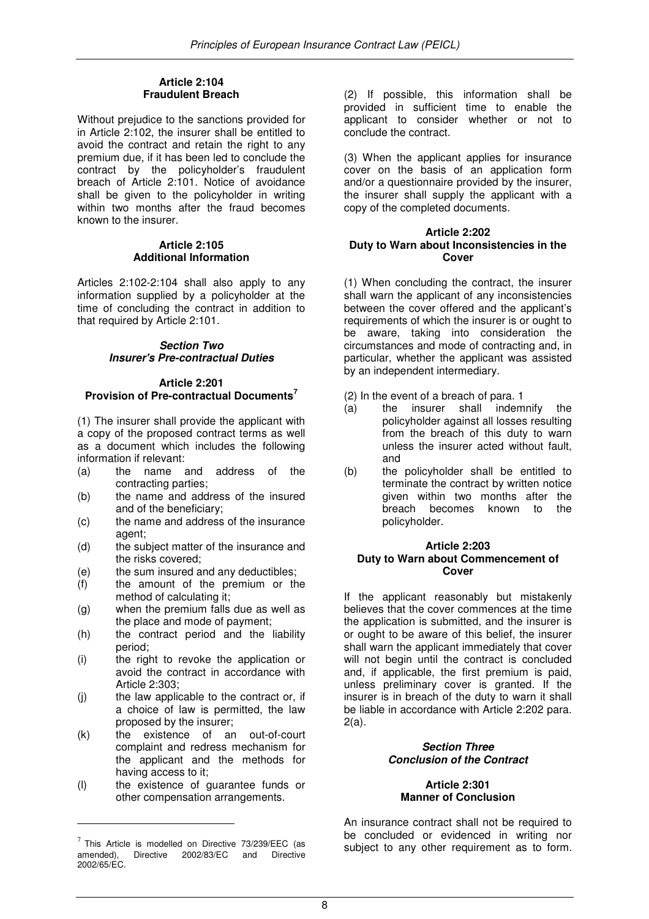#### Article 2:104
#### Fraudulent Breach

Without prejudice to the sanctions provided for in Article 2:102, the insurer shall be entitled to avoid the contract and retain the right to any premium due, if it has been led to conclude the contract by the policyholder's fraudulent breach of Article 2:101. Notice of avoidance shall be given to the policyholder in writing within two months after the fraud becomes known to the insurer.

#### Article 2:105
#### Additional Information

Articles 2:102-2:104 shall also apply to any information supplied by a policyholder at the time of concluding the contract in addition to that required by Article 2:101.

### *Section Two*
### *Insurer's Pre-contractual Duties*

#### Article 2:201
#### Provision of Pre-contractual Documents[7]

(1) The insurer shall provide the applicant with a copy of the proposed contract terms as well as a document which includes the following information if relevant:

- (a) the name and address of the contracting parties;
- (b) the name and address of the insured and of the beneficiary;
- (c) the name and address of the insurance agent;
- (d) the subject matter of the insurance and the risks covered;
- (e) the sum insured and any deductibles;
- (f) the amount of the premium or the method of calculating it;
- (g) when the premium falls due as well as the place and mode of payment;
- (h) the contract period and the liability period;
- (i) the right to revoke the application or avoid the contract in accordance with Article 2:303;
- (j) the law applicable to the contract or, if a choice of law is permitted, the law proposed by the insurer;
- (k) the existence of an out-of-court complaint and redress mechanism for the applicant and the methods for having access to it;
- (l) the existence of guarantee funds or other compensation arrangements.

(2) If possible, this information shall be provided in sufficient time to enable the applicant to consider whether or not to conclude the contract.

(3) When the applicant applies for insurance cover on the basis of an application form and/or a questionnaire provided by the insurer, the insurer shall supply the applicant with a copy of the completed documents.

#### Article 2:202
#### Duty to Warn about Inconsistencies in the Cover

(1) When concluding the contract, the insurer shall warn the applicant of any inconsistencies between the cover offered and the applicant's requirements of which the insurer is or ought to be aware, taking into consideration the circumstances and mode of contracting and, in particular, whether the applicant was assisted by an independent intermediary.

(2) In the event of a breach of para. 1

- (a) the insurer shall indemnify the policyholder against all losses resulting from the breach of this duty to warn unless the insurer acted without fault, and
- (b) the policyholder shall be entitled to terminate the contract by written notice given within two months after the breach becomes known to the policyholder.

#### Article 2:203
#### Duty to Warn about Commencement of Cover

If the applicant reasonably but mistakenly believes that the cover commences at the time the application is submitted, and the insurer is or ought to be aware of this belief, the insurer shall warn the applicant immediately that cover will not begin until the contract is concluded and, if applicable, the first premium is paid, unless preliminary cover is granted. If the insurer is in breach of the duty to warn it shall be liable in accordance with Article 2:202 para. 2(a).

### *Section Three*
### *Conclusion of the Contract*

#### Article 2:301
#### Manner of Conclusion

An insurance contract shall not be required to be concluded or evidenced in writing nor subject to any other requirement as to form.

---

[7] This Article is modelled on Directive 73/239/EEC (as amended), Directive 2002/83/EC and Directive 2002/65/EC.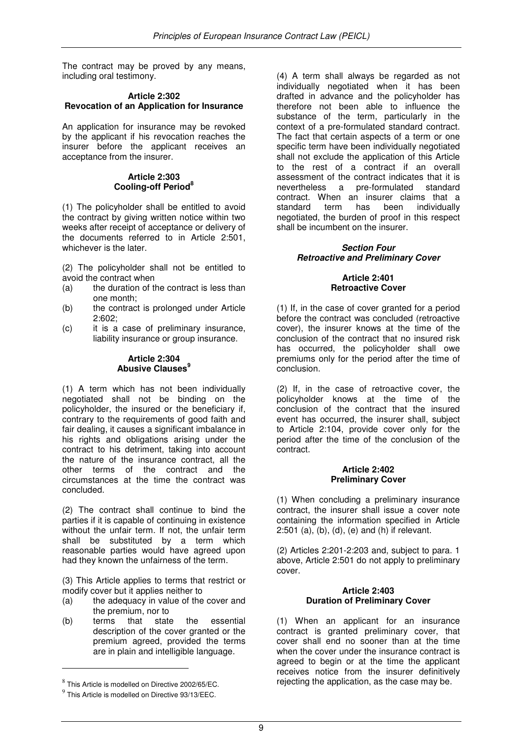The contract may be proved by any means, including oral testimony.

#### Article 2:302
#### Revocation of an Application for Insurance

An application for insurance may be revoked by the applicant if his revocation reaches the insurer before the applicant receives an acceptance from the insurer.

#### Article 2:303
#### Cooling-off Period[8]

(1) The policyholder shall be entitled to avoid the contract by giving written notice within two weeks after receipt of acceptance or delivery of the documents referred to in Article 2:501, whichever is the later.

(2) The policyholder shall not be entitled to avoid the contract when

(a) the duration of the contract is less than one month;
(b) the contract is prolonged under Article 2:602;
(c) it is a case of preliminary insurance, liability insurance or group insurance.

#### Article 2:304
#### Abusive Clauses[9]

(1) A term which has not been individually negotiated shall not be binding on the policyholder, the insured or the beneficiary if, contrary to the requirements of good faith and fair dealing, it causes a significant imbalance in his rights and obligations arising under the contract to his detriment, taking into account the nature of the insurance contract, all the other terms of the contract and the circumstances at the time the contract was concluded.

(2) The contract shall continue to bind the parties if it is capable of continuing in existence without the unfair term. If not, the unfair term shall be substituted by a term which reasonable parties would have agreed upon had they known the unfairness of the term.

(3) This Article applies to terms that restrict or modify cover but it applies neither to

(a) the adequacy in value of the cover and the premium, nor to
(b) terms that state the essential description of the cover granted or the premium agreed, provided the terms are in plain and intelligible language.

(4) A term shall always be regarded as not individually negotiated when it has been drafted in advance and the policyholder has therefore not been able to influence the substance of the term, particularly in the context of a pre-formulated standard contract. The fact that certain aspects of a term or one specific term have been individually negotiated shall not exclude the application of this Article to the rest of a contract if an overall assessment of the contract indicates that it is nevertheless a pre-formulated standard contract. When an insurer claims that a standard term has been individually negotiated, the burden of proof in this respect shall be incumbent on the insurer.

### *Section Four*
### *Retroactive and Preliminary Cover*

#### Article 2:401
#### Retroactive Cover

(1) If, in the case of cover granted for a period before the contract was concluded (retroactive cover), the insurer knows at the time of the conclusion of the contract that no insured risk has occurred, the policyholder shall owe premiums only for the period after the time of conclusion.

(2) If, in the case of retroactive cover, the policyholder knows at the time of the conclusion of the contract that the insured event has occurred, the insurer shall, subject to Article 2:104, provide cover only for the period after the time of the conclusion of the contract.

#### Article 2:402
#### Preliminary Cover

(1) When concluding a preliminary insurance contract, the insurer shall issue a cover note containing the information specified in Article 2:501 (a), (b), (d), (e) and (h) if relevant.

(2) Articles 2:201-2:203 and, subject to para. 1 above, Article 2:501 do not apply to preliminary cover.

#### Article 2:403
#### Duration of Preliminary Cover

(1) When an applicant for an insurance contract is granted preliminary cover, that cover shall end no sooner than at the time when the cover under the insurance contract is agreed to begin or at the time the applicant receives notice from the insurer definitively rejecting the application, as the case may be.

---

[8] This Article is modelled on Directive 2002/65/EC.

[9] This Article is modelled on Directive 93/13/EEC.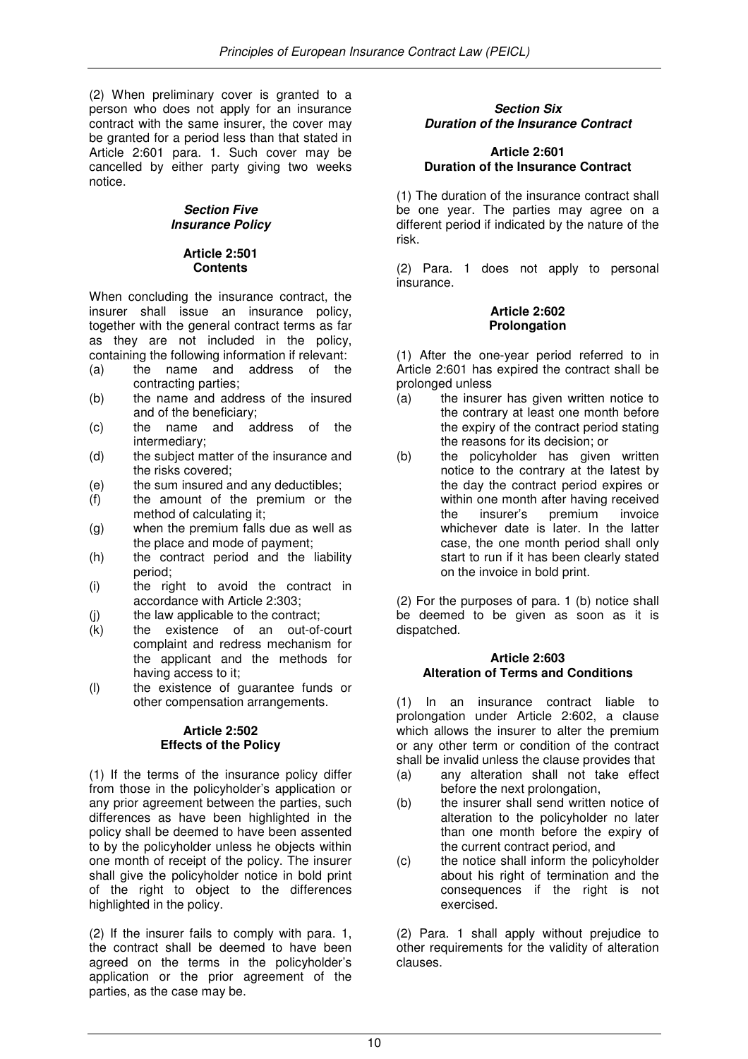(2) When preliminary cover is granted to a person who does not apply for an insurance contract with the same insurer, the cover may be granted for a period less than that stated in Article 2:601 para. 1. Such cover may be cancelled by either party giving two weeks notice.

### *Section Five*
### *Insurance Policy*

#### Article 2:501
#### Contents

When concluding the insurance contract, the insurer shall issue an insurance policy, together with the general contract terms as far as they are not included in the policy, containing the following information if relevant:

- (a) the name and address of the contracting parties;
- (b) the name and address of the insured and of the beneficiary;
- (c) the name and address of the intermediary;
- (d) the subject matter of the insurance and the risks covered;
- (e) the sum insured and any deductibles;
- (f) the amount of the premium or the method of calculating it;
- (g) when the premium falls due as well as the place and mode of payment;
- (h) the contract period and the liability period;
- (i) the right to avoid the contract in accordance with Article 2:303;
- (j) the law applicable to the contract;
- (k) the existence of an out-of-court complaint and redress mechanism for the applicant and the methods for having access to it;
- (l) the existence of guarantee funds or other compensation arrangements.

#### Article 2:502
#### Effects of the Policy

(1) If the terms of the insurance policy differ from those in the policyholder's application or any prior agreement between the parties, such differences as have been highlighted in the policy shall be deemed to have been assented to by the policyholder unless he objects within one month of receipt of the policy. The insurer shall give the policyholder notice in bold print of the right to object to the differences highlighted in the policy.

(2) If the insurer fails to comply with para. 1, the contract shall be deemed to have been agreed on the terms in the policyholder's application or the prior agreement of the parties, as the case may be.

### *Section Six*
### *Duration of the Insurance Contract*

#### Article 2:601
#### Duration of the Insurance Contract

(1) The duration of the insurance contract shall be one year. The parties may agree on a different period if indicated by the nature of the risk.

(2) Para. 1 does not apply to personal insurance.

#### Article 2:602
#### Prolongation

(1) After the one-year period referred to in Article 2:601 has expired the contract shall be prolonged unless

- (a) the insurer has given written notice to the contrary at least one month before the expiry of the contract period stating the reasons for its decision; or
- (b) the policyholder has given written notice to the contrary at the latest by the day the contract period expires or within one month after having received the insurer's premium invoice whichever date is later. In the latter case, the one month period shall only start to run if it has been clearly stated on the invoice in bold print.

(2) For the purposes of para. 1 (b) notice shall be deemed to be given as soon as it is dispatched.

#### Article 2:603
#### Alteration of Terms and Conditions

(1) In an insurance contract liable to prolongation under Article 2:602, a clause which allows the insurer to alter the premium or any other term or condition of the contract shall be invalid unless the clause provides that

- (a) any alteration shall not take effect before the next prolongation,
- (b) the insurer shall send written notice of alteration to the policyholder no later than one month before the expiry of the current contract period, and
- (c) the notice shall inform the policyholder about his right of termination and the consequences if the right is not exercised.

(2) Para. 1 shall apply without prejudice to other requirements for the validity of alteration clauses.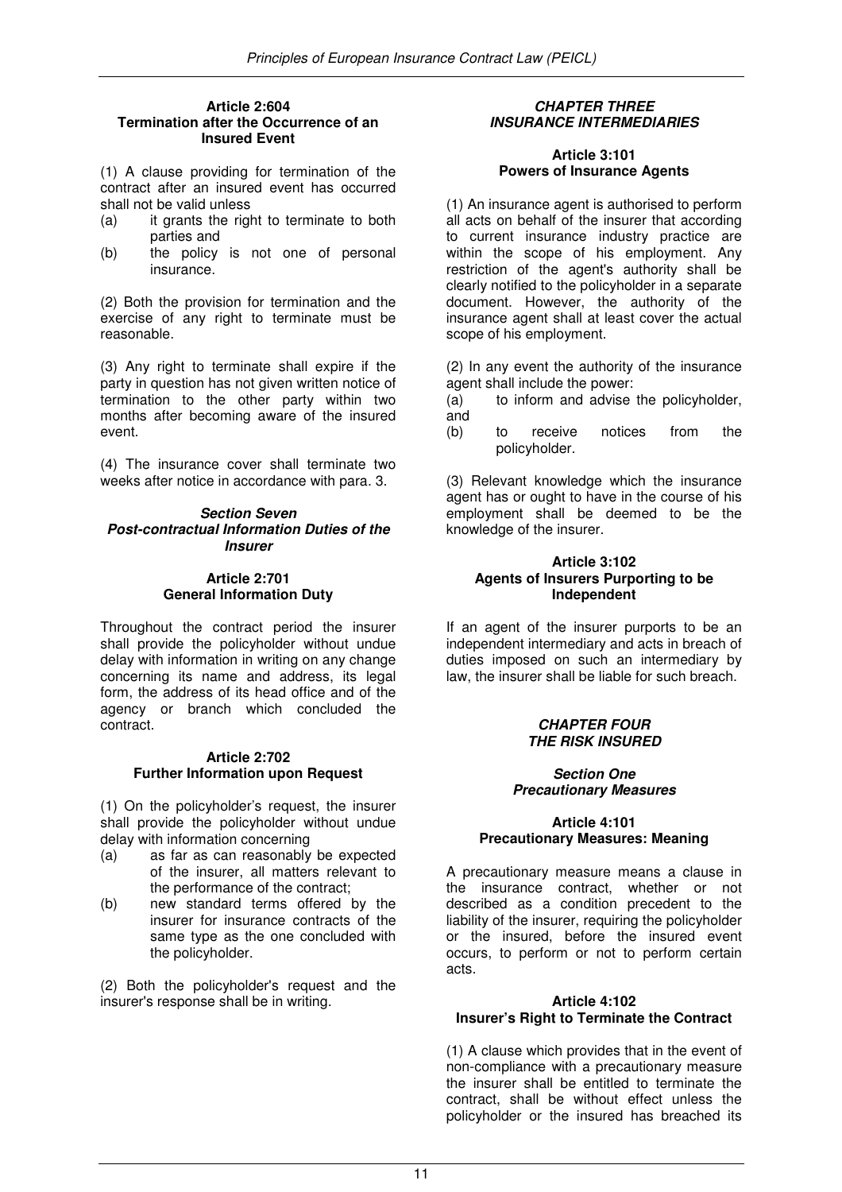**Article 2:604**
**Termination after the Occurrence of an Insured Event**

(1) A clause providing for termination of the contract after an insured event has occurred shall not be valid unless

(a) it grants the right to terminate to both parties and
(b) the policy is not one of personal insurance.

(2) Both the provision for termination and the exercise of any right to terminate must be reasonable.

(3) Any right to terminate shall expire if the party in question has not given written notice of termination to the other party within two months after becoming aware of the insured event.

(4) The insurance cover shall terminate two weeks after notice in accordance with para. 3.

***Section Seven***
***Post-contractual Information Duties of the Insurer***

**Article 2:701**
**General Information Duty**

Throughout the contract period the insurer shall provide the policyholder without undue delay with information in writing on any change concerning its name and address, its legal form, the address of its head office and of the agency or branch which concluded the contract.

**Article 2:702**
**Further Information upon Request**

(1) On the policyholder's request, the insurer shall provide the policyholder without undue delay with information concerning

(a) as far as can reasonably be expected of the insurer, all matters relevant to the performance of the contract;
(b) new standard terms offered by the insurer for insurance contracts of the same type as the one concluded with the policyholder.

(2) Both the policyholder's request and the insurer's response shall be in writing.

***CHAPTER THREE***
***INSURANCE INTERMEDIARIES***

**Article 3:101**
**Powers of Insurance Agents**

(1) An insurance agent is authorised to perform all acts on behalf of the insurer that according to current insurance industry practice are within the scope of his employment. Any restriction of the agent's authority shall be clearly notified to the policyholder in a separate document. However, the authority of the insurance agent shall at least cover the actual scope of his employment.

(2) In any event the authority of the insurance agent shall include the power:

(a) to inform and advise the policyholder, and
(b) to receive notices from the policyholder.

(3) Relevant knowledge which the insurance agent has or ought to have in the course of his employment shall be deemed to be the knowledge of the insurer.

**Article 3:102**
**Agents of Insurers Purporting to be Independent**

If an agent of the insurer purports to be an independent intermediary and acts in breach of duties imposed on such an intermediary by law, the insurer shall be liable for such breach.

***CHAPTER FOUR***
***THE RISK INSURED***

***Section One***
***Precautionary Measures***

**Article 4:101**
**Precautionary Measures: Meaning**

A precautionary measure means a clause in the insurance contract, whether or not described as a condition precedent to the liability of the insurer, requiring the policyholder or the insured, before the insured event occurs, to perform or not to perform certain acts.

**Article 4:102**
**Insurer's Right to Terminate the Contract**

(1) A clause which provides that in the event of non-compliance with a precautionary measure the insurer shall be entitled to terminate the contract, shall be without effect unless the policyholder or the insured has breached its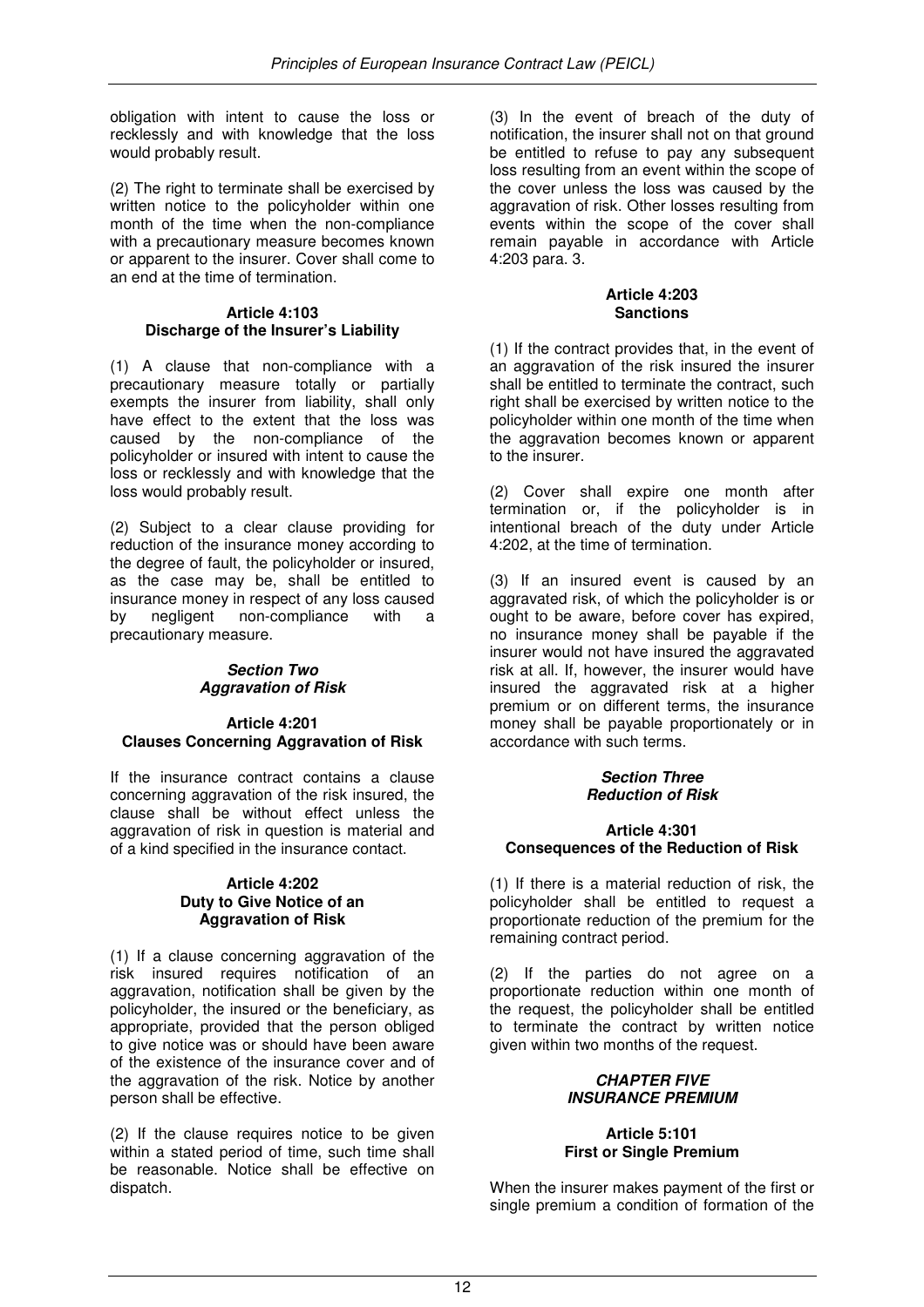obligation with intent to cause the loss or recklessly and with knowledge that the loss would probably result.

(2) The right to terminate shall be exercised by written notice to the policyholder within one month of the time when the non-compliance with a precautionary measure becomes known or apparent to the insurer. Cover shall come to an end at the time of termination.

#### Article 4:103
#### Discharge of the Insurer's Liability

(1) A clause that non-compliance with a precautionary measure totally or partially exempts the insurer from liability, shall only have effect to the extent that the loss was caused by the non-compliance of the policyholder or insured with intent to cause the loss or recklessly and with knowledge that the loss would probably result.

(2) Subject to a clear clause providing for reduction of the insurance money according to the degree of fault, the policyholder or insured, as the case may be, shall be entitled to insurance money in respect of any loss caused by negligent non-compliance with a precautionary measure.

### *Section Two*
### *Aggravation of Risk*

#### Article 4:201
#### Clauses Concerning Aggravation of Risk

If the insurance contract contains a clause concerning aggravation of the risk insured, the clause shall be without effect unless the aggravation of risk in question is material and of a kind specified in the insurance contact.

#### Article 4:202
#### Duty to Give Notice of an Aggravation of Risk

(1) If a clause concerning aggravation of the risk insured requires notification of an aggravation, notification shall be given by the policyholder, the insured or the beneficiary, as appropriate, provided that the person obliged to give notice was or should have been aware of the existence of the insurance cover and of the aggravation of the risk. Notice by another person shall be effective.

(2) If the clause requires notice to be given within a stated period of time, such time shall be reasonable. Notice shall be effective on dispatch.

(3) In the event of breach of the duty of notification, the insurer shall not on that ground be entitled to refuse to pay any subsequent loss resulting from an event within the scope of the cover unless the loss was caused by the aggravation of risk. Other losses resulting from events within the scope of the cover shall remain payable in accordance with Article 4:203 para. 3.

#### Article 4:203
#### Sanctions

(1) If the contract provides that, in the event of an aggravation of the risk insured the insurer shall be entitled to terminate the contract, such right shall be exercised by written notice to the policyholder within one month of the time when the aggravation becomes known or apparent to the insurer.

(2) Cover shall expire one month after termination or, if the policyholder is in intentional breach of the duty under Article 4:202, at the time of termination.

(3) If an insured event is caused by an aggravated risk, of which the policyholder is or ought to be aware, before cover has expired, no insurance money shall be payable if the insurer would not have insured the aggravated risk at all. If, however, the insurer would have insured the aggravated risk at a higher premium or on different terms, the insurance money shall be payable proportionately or in accordance with such terms.

### *Section Three*
### *Reduction of Risk*

#### Article 4:301
#### Consequences of the Reduction of Risk

(1) If there is a material reduction of risk, the policyholder shall be entitled to request a proportionate reduction of the premium for the remaining contract period.

(2) If the parties do not agree on a proportionate reduction within one month of the request, the policyholder shall be entitled to terminate the contract by written notice given within two months of the request.

## *CHAPTER FIVE*
## *INSURANCE PREMIUM*

#### Article 5:101
#### First or Single Premium

When the insurer makes payment of the first or single premium a condition of formation of the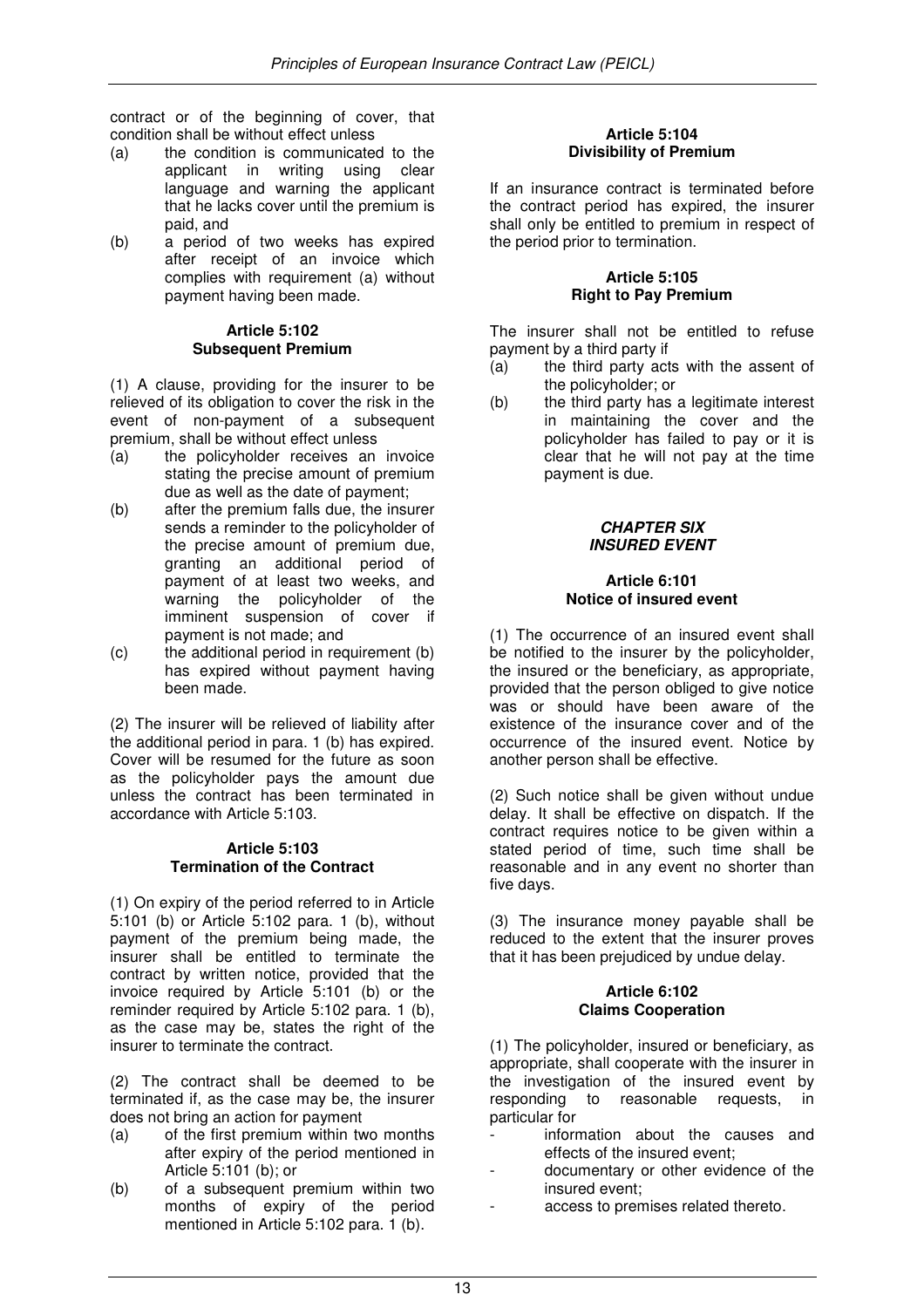contract or of the beginning of cover, that condition shall be without effect unless

(a) the condition is communicated to the applicant in writing using clear language and warning the applicant that he lacks cover until the premium is paid, and
(b) a period of two weeks has expired after receipt of an invoice which complies with requirement (a) without payment having been made.

#### Article 5:102
#### Subsequent Premium

(1) A clause, providing for the insurer to be relieved of its obligation to cover the risk in the event of non-payment of a subsequent premium, shall be without effect unless

(a) the policyholder receives an invoice stating the precise amount of premium due as well as the date of payment;
(b) after the premium falls due, the insurer sends a reminder to the policyholder of the precise amount of premium due, granting an additional period of payment of at least two weeks, and warning the policyholder of the imminent suspension of cover if payment is not made; and
(c) the additional period in requirement (b) has expired without payment having been made.

(2) The insurer will be relieved of liability after the additional period in para. 1 (b) has expired. Cover will be resumed for the future as soon as the policyholder pays the amount due unless the contract has been terminated in accordance with Article 5:103.

#### Article 5:103
#### Termination of the Contract

(1) On expiry of the period referred to in Article 5:101 (b) or Article 5:102 para. 1 (b), without payment of the premium being made, the insurer shall be entitled to terminate the contract by written notice, provided that the invoice required by Article 5:101 (b) or the reminder required by Article 5:102 para. 1 (b), as the case may be, states the right of the insurer to terminate the contract.

(2) The contract shall be deemed to be terminated if, as the case may be, the insurer does not bring an action for payment

(a) of the first premium within two months after expiry of the period mentioned in Article 5:101 (b); or
(b) of a subsequent premium within two months of expiry of the period mentioned in Article 5:102 para. 1 (b).

#### Article 5:104
#### Divisibility of Premium

If an insurance contract is terminated before the contract period has expired, the insurer shall only be entitled to premium in respect of the period prior to termination.

#### Article 5:105
#### Right to Pay Premium

The insurer shall not be entitled to refuse payment by a third party if

(a) the third party acts with the assent of the policyholder; or
(b) the third party has a legitimate interest in maintaining the cover and the policyholder has failed to pay or it is clear that he will not pay at the time payment is due.

### *CHAPTER SIX*
### *INSURED EVENT*

#### Article 6:101
#### Notice of insured event

(1) The occurrence of an insured event shall be notified to the insurer by the policyholder, the insured or the beneficiary, as appropriate, provided that the person obliged to give notice was or should have been aware of the existence of the insurance cover and of the occurrence of the insured event. Notice by another person shall be effective.

(2) Such notice shall be given without undue delay. It shall be effective on dispatch. If the contract requires notice to be given within a stated period of time, such time shall be reasonable and in any event no shorter than five days.

(3) The insurance money payable shall be reduced to the extent that the insurer proves that it has been prejudiced by undue delay.

#### Article 6:102
#### Claims Cooperation

(1) The policyholder, insured or beneficiary, as appropriate, shall cooperate with the insurer in the investigation of the insured event by responding to reasonable requests, in particular for

- information about the causes and effects of the insured event;
- documentary or other evidence of the insured event;
- access to premises related thereto.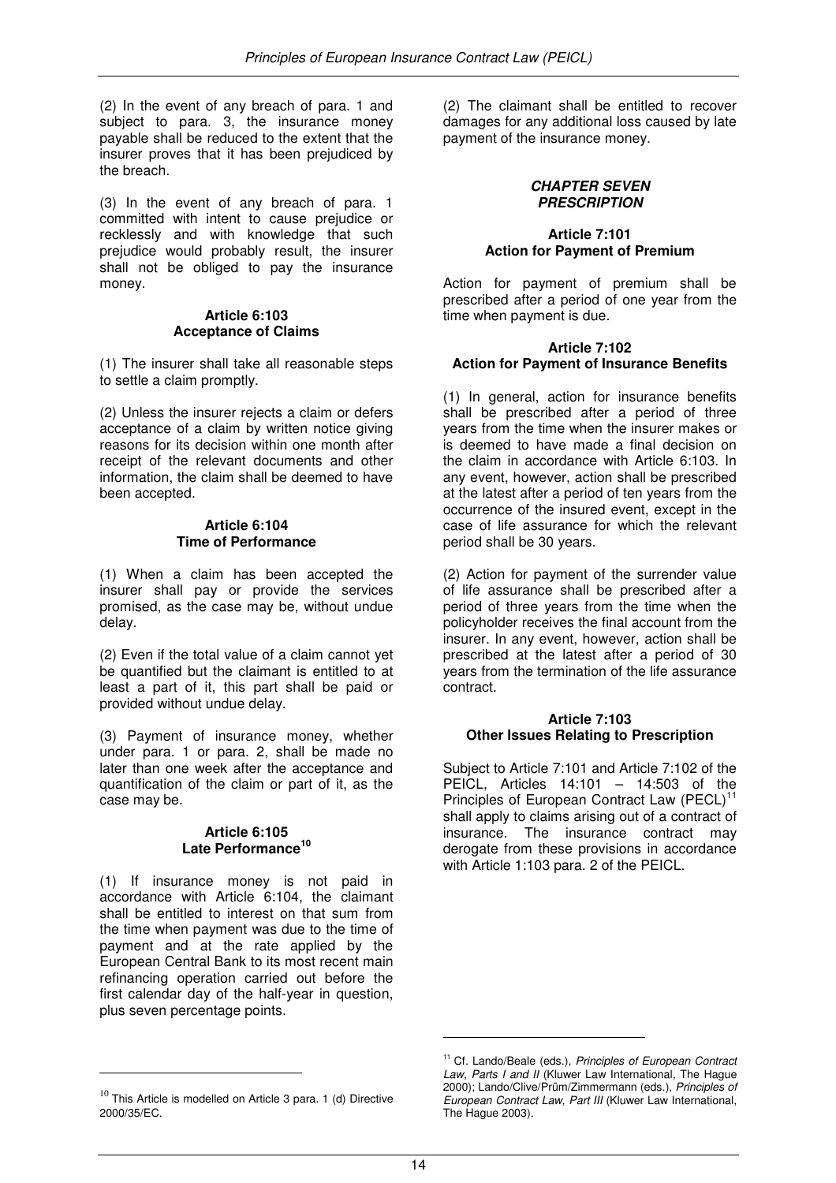(2) In the event of any breach of para. 1 and subject to para. 3, the insurance money payable shall be reduced to the extent that the insurer proves that it has been prejudiced by the breach.

(3) In the event of any breach of para. 1 committed with intent to cause prejudice or recklessly and with knowledge that such prejudice would probably result, the insurer shall not be obliged to pay the insurance money.

**Article 6:103**
**Acceptance of Claims**

(1) The insurer shall take all reasonable steps to settle a claim promptly.

(2) Unless the insurer rejects a claim or defers acceptance of a claim by written notice giving reasons for its decision within one month after receipt of the relevant documents and other information, the claim shall be deemed to have been accepted.

**Article 6:104**
**Time of Performance**

(1) When a claim has been accepted the insurer shall pay or provide the services promised, as the case may be, without undue delay.

(2) Even if the total value of a claim cannot yet be quantified but the claimant is entitled to at least a part of it, this part shall be paid or provided without undue delay.

(3) Payment of insurance money, whether under para. 1 or para. 2, shall be made no later than one week after the acceptance and quantification of the claim or part of it, as the case may be.

**Article 6:105**
**Late Performance[10]**

(1) If insurance money is not paid in accordance with Article 6:104, the claimant shall be entitled to interest on that sum from the time when payment was due to the time of payment and at the rate applied by the European Central Bank to its most recent main refinancing operation carried out before the first calendar day of the half-year in question, plus seven percentage points.

(2) The claimant shall be entitled to recover damages for any additional loss caused by late payment of the insurance money.

## *CHAPTER SEVEN*
## *PRESCRIPTION*

**Article 7:101**
**Action for Payment of Premium**

Action for payment of premium shall be prescribed after a period of one year from the time when payment is due.

**Article 7:102**
**Action for Payment of Insurance Benefits**

(1) In general, action for insurance benefits shall be prescribed after a period of three years from the time when the insurer makes or is deemed to have made a final decision on the claim in accordance with Article 6:103. In any event, however, action shall be prescribed at the latest after a period of ten years from the occurrence of the insured event, except in the case of life assurance for which the relevant period shall be 30 years.

(2) Action for payment of the surrender value of life assurance shall be prescribed after a period of three years from the time when the policyholder receives the final account from the insurer. In any event, however, action shall be prescribed at the latest after a period of 30 years from the termination of the life assurance contract.

**Article 7:103**
**Other Issues Relating to Prescription**

Subject to Article 7:101 and Article 7:102 of the PEICL, Articles 14:101 – 14:503 of the Principles of European Contract Law (PECL)[11] shall apply to claims arising out of a contract of insurance. The insurance contract may derogate from these provisions in accordance with Article 1:103 para. 2 of the PEICL.

---

[10] This Article is modelled on Article 3 para. 1 (d) Directive 2000/35/EC.

[11] Cf. Lando/Beale (eds.), *Principles of European Contract Law*, *Parts I and II* (Kluwer Law International, The Hague 2000); Lando/Clive/Prüm/Zimmermann (eds.), *Principles of European Contract Law*, *Part III* (Kluwer Law International, The Hague 2003).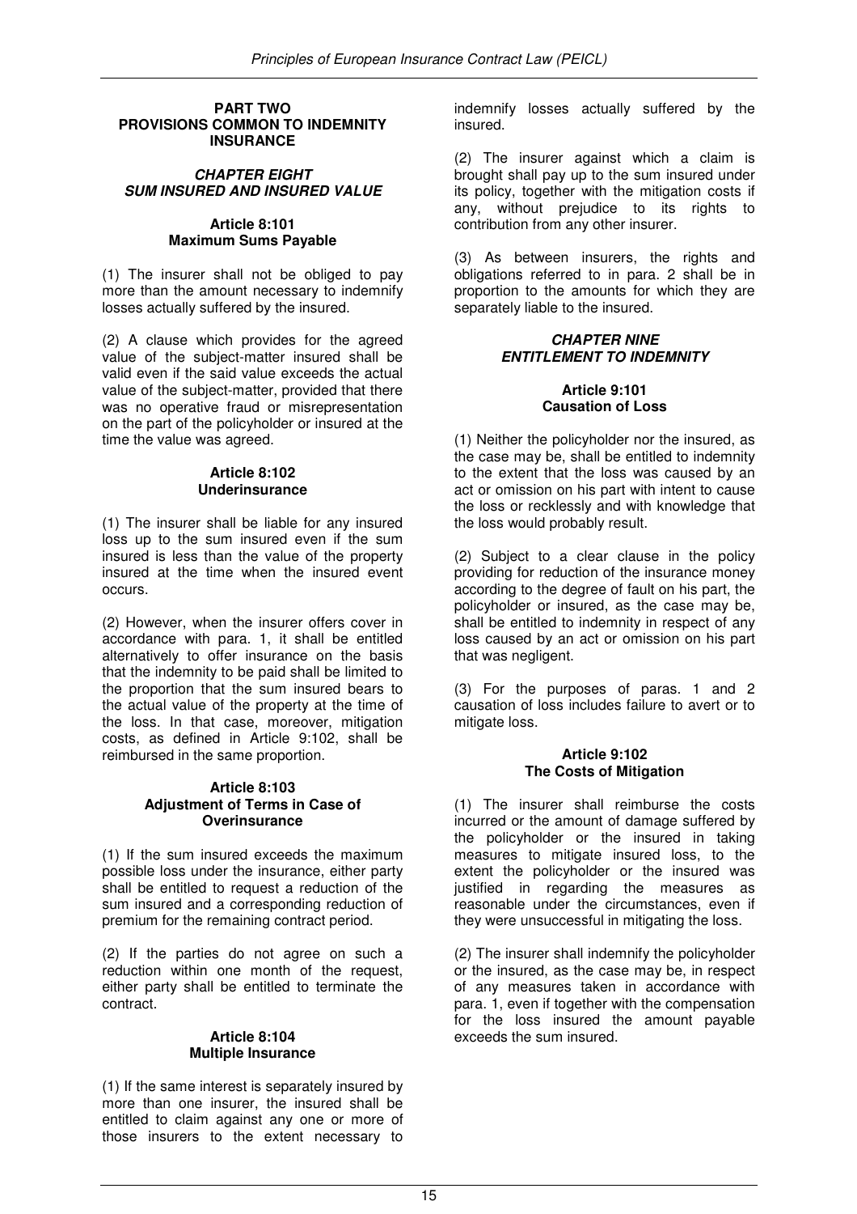## PART TWO
## PROVISIONS COMMON TO INDEMNITY INSURANCE

### *CHAPTER EIGHT*
### *SUM INSURED AND INSURED VALUE*

#### Article 8:101
#### Maximum Sums Payable

(1) The insurer shall not be obliged to pay more than the amount necessary to indemnify losses actually suffered by the insured.

(2) A clause which provides for the agreed value of the subject-matter insured shall be valid even if the said value exceeds the actual value of the subject-matter, provided that there was no operative fraud or misrepresentation on the part of the policyholder or insured at the time the value was agreed.

#### Article 8:102
#### Underinsurance

(1) The insurer shall be liable for any insured loss up to the sum insured even if the sum insured is less than the value of the property insured at the time when the insured event occurs.

(2) However, when the insurer offers cover in accordance with para. 1, it shall be entitled alternatively to offer insurance on the basis that the indemnity to be paid shall be limited to the proportion that the sum insured bears to the actual value of the property at the time of the loss. In that case, moreover, mitigation costs, as defined in Article 9:102, shall be reimbursed in the same proportion.

#### Article 8:103
#### Adjustment of Terms in Case of Overinsurance

(1) If the sum insured exceeds the maximum possible loss under the insurance, either party shall be entitled to request a reduction of the sum insured and a corresponding reduction of premium for the remaining contract period.

(2) If the parties do not agree on such a reduction within one month of the request, either party shall be entitled to terminate the contract.

#### Article 8:104
#### Multiple Insurance

(1) If the same interest is separately insured by more than one insurer, the insured shall be entitled to claim against any one or more of those insurers to the extent necessary to indemnify losses actually suffered by the insured.

(2) The insurer against which a claim is brought shall pay up to the sum insured under its policy, together with the mitigation costs if any, without prejudice to its rights to contribution from any other insurer.

(3) As between insurers, the rights and obligations referred to in para. 2 shall be in proportion to the amounts for which they are separately liable to the insured.

### *CHAPTER NINE*
### *ENTITLEMENT TO INDEMNITY*

#### Article 9:101
#### Causation of Loss

(1) Neither the policyholder nor the insured, as the case may be, shall be entitled to indemnity to the extent that the loss was caused by an act or omission on his part with intent to cause the loss or recklessly and with knowledge that the loss would probably result.

(2) Subject to a clear clause in the policy providing for reduction of the insurance money according to the degree of fault on his part, the policyholder or insured, as the case may be, shall be entitled to indemnity in respect of any loss caused by an act or omission on his part that was negligent.

(3) For the purposes of paras. 1 and 2 causation of loss includes failure to avert or to mitigate loss.

#### Article 9:102
#### The Costs of Mitigation

(1) The insurer shall reimburse the costs incurred or the amount of damage suffered by the policyholder or the insured in taking measures to mitigate insured loss, to the extent the policyholder or the insured was justified in regarding the measures as reasonable under the circumstances, even if they were unsuccessful in mitigating the loss.

(2) The insurer shall indemnify the policyholder or the insured, as the case may be, in respect of any measures taken in accordance with para. 1, even if together with the compensation for the loss insured the amount payable exceeds the sum insured.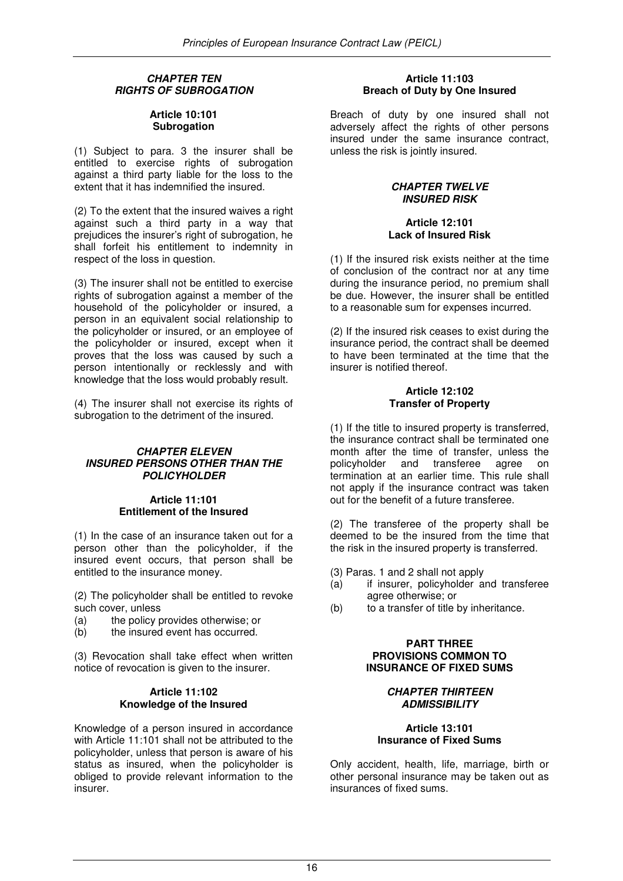## *CHAPTER TEN*
## *RIGHTS OF SUBROGATION*

### Article 10:101
### Subrogation

(1) Subject to para. 3 the insurer shall be entitled to exercise rights of subrogation against a third party liable for the loss to the extent that it has indemnified the insured.

(2) To the extent that the insured waives a right against such a third party in a way that prejudices the insurer's right of subrogation, he shall forfeit his entitlement to indemnity in respect of the loss in question.

(3) The insurer shall not be entitled to exercise rights of subrogation against a member of the household of the policyholder or insured, a person in an equivalent social relationship to the policyholder or insured, or an employee of the policyholder or insured, except when it proves that the loss was caused by such a person intentionally or recklessly and with knowledge that the loss would probably result.

(4) The insurer shall not exercise its rights of subrogation to the detriment of the insured.

## *CHAPTER ELEVEN*
## *INSURED PERSONS OTHER THAN THE POLICYHOLDER*

### Article 11:101
### Entitlement of the Insured

(1) In the case of an insurance taken out for a person other than the policyholder, if the insured event occurs, that person shall be entitled to the insurance money.

(2) The policyholder shall be entitled to revoke such cover, unless
(a) the policy provides otherwise; or
(b) the insured event has occurred.

(3) Revocation shall take effect when written notice of revocation is given to the insurer.

### Article 11:102
### Knowledge of the Insured

Knowledge of a person insured in accordance with Article 11:101 shall not be attributed to the policyholder, unless that person is aware of his status as insured, when the policyholder is obliged to provide relevant information to the insurer.

### Article 11:103
### Breach of Duty by One Insured

Breach of duty by one insured shall not adversely affect the rights of other persons insured under the same insurance contract, unless the risk is jointly insured.

## *CHAPTER TWELVE*
## *INSURED RISK*

### Article 12:101
### Lack of Insured Risk

(1) If the insured risk exists neither at the time of conclusion of the contract nor at any time during the insurance period, no premium shall be due. However, the insurer shall be entitled to a reasonable sum for expenses incurred.

(2) If the insured risk ceases to exist during the insurance period, the contract shall be deemed to have been terminated at the time that the insurer is notified thereof.

### Article 12:102
### Transfer of Property

(1) If the title to insured property is transferred, the insurance contract shall be terminated one month after the time of transfer, unless the policyholder and transferee agree on termination at an earlier time. This rule shall not apply if the insurance contract was taken out for the benefit of a future transferee.

(2) The transferee of the property shall be deemed to be the insured from the time that the risk in the insured property is transferred.

(3) Paras. 1 and 2 shall not apply
(a) if insurer, policyholder and transferee agree otherwise; or
(b) to a transfer of title by inheritance.

# PART THREE
# PROVISIONS COMMON TO INSURANCE OF FIXED SUMS

## *CHAPTER THIRTEEN*
## *ADMISSIBILITY*

### Article 13:101
### Insurance of Fixed Sums

Only accident, health, life, marriage, birth or other personal insurance may be taken out as insurances of fixed sums.